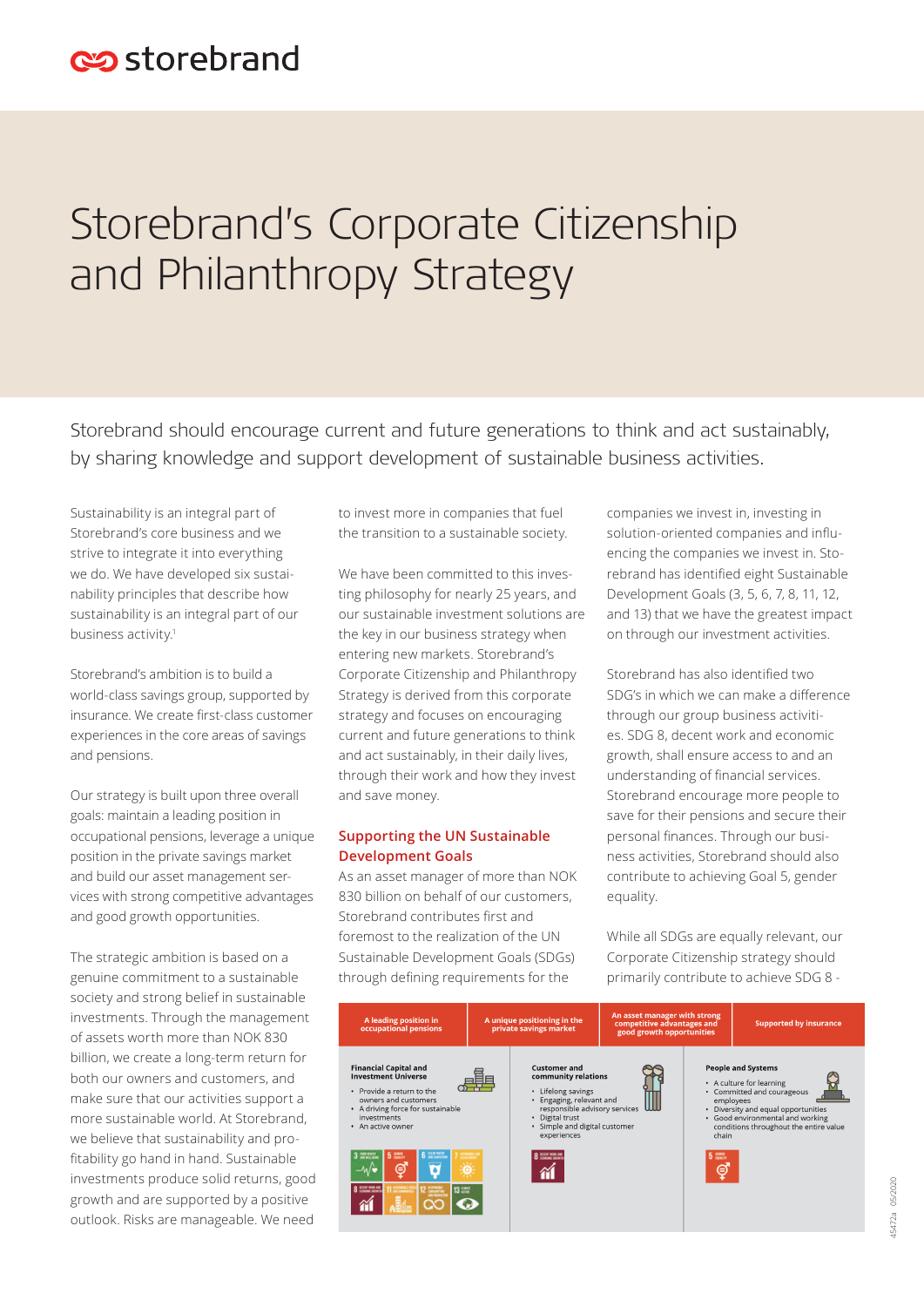storebrand

# Storebrand's Corporate Citizenship and Philanthropy Strategy

Storebrand should encourage current and future generations to think and act sustainably, by sharing knowledge and support development of sustainable business activities.

Sustainability is an integral part of Storebrand's core business and we strive to integrate it into everything we do. We have developed six sustainability principles that describe how sustainability is an integral part of our business activity.[1]

Storebrand's ambition is to build a world-class savings group, supported by insurance. We create first-class customer experiences in the core areas of savings and pensions.

Our strategy is built upon three overall goals: maintain a leading position in occupational pensions, leverage a unique position in the private savings market and build our asset management services with strong competitive advantages and good growth opportunities.

The strategic ambition is based on a genuine commitment to a sustainable society and strong belief in sustainable investments. Through the management of assets worth more than NOK 830 billion, we create a long-term return for both our owners and customers, and make sure that our activities support a more sustainable world. At Storebrand, we believe that sustainability and profitability go hand in hand. Sustainable investments produce solid returns, good growth and are supported by a positive outlook. Risks are manageable. We need to invest more in companies that fuel the transition to a sustainable society.

We have been committed to this investing philosophy for nearly 25 years, and our sustainable investment solutions are the key in our business strategy when entering new markets. Storebrand's Corporate Citizenship and Philanthropy Strategy is derived from this corporate strategy and focuses on encouraging current and future generations to think and act sustainably, in their daily lives, through their work and how they invest and save money.

## Supporting the UN Sustainable Development Goals

As an asset manager of more than NOK 830 billion on behalf of our customers, Storebrand contributes first and foremost to the realization of the UN Sustainable Development Goals (SDGs) through defining requirements for the companies we invest in, investing in solution-oriented companies and influencing the companies we invest in. Storebrand has identified eight Sustainable Development Goals (3, 5, 6, 7, 8, 11, 12, and 13) that we have the greatest impact on through our investment activities.

Storebrand has also identified two SDG's in which we can make a difference through our group business activities. SDG 8, decent work and economic growth, shall ensure access to and an understanding of financial services. Storebrand encourage more people to save for their pensions and secure their personal finances. Through our business activities, Storebrand should also contribute to achieving Goal 5, gender equality.

While all SDGs are equally relevant, our Corporate Citizenship strategy should primarily contribute to achieve SDG 8 -

| A leading position in occupational pensions | A unique positioning in the private savings market | An asset manager with strong competitive advantages and good growth opportunities | Supported by insurance |
|---|---|---|---|
| **Financial Capital and Investment Universe**<br>• Provide a return to the owners and customers<br>• A driving force for sustainable investments<br>• An active owner<br>SDGs: 3, 5, 6, 7, 8, 11, 12, 13 | | **Customer and community relations**<br>• Lifelong savings<br>• Engaging, relevant and responsible advisory services<br>• Digital trust<br>• Simple and digital customer experiences<br>SDG: 8 | **People and Systems**<br>• A culture for learning<br>• Committed and courageous employees<br>• Diversity and equal opportunities<br>• Good environmental and working conditions throughout the entire value chain<br>SDG: 5 |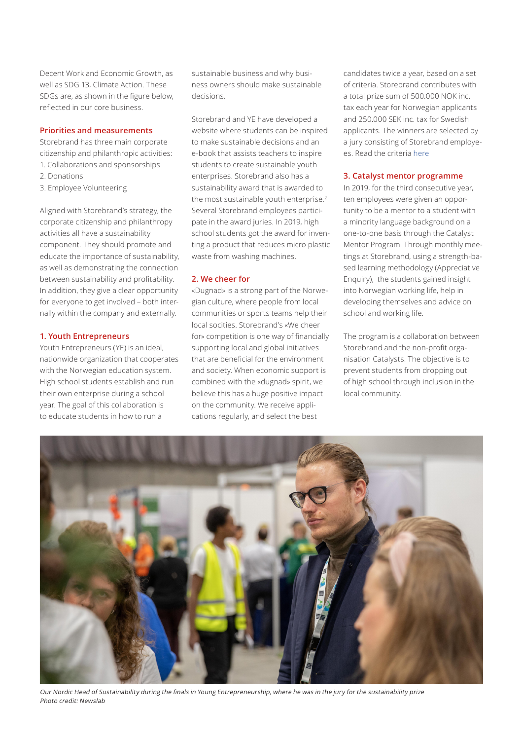Decent Work and Economic Growth, as well as SDG 13, Climate Action. These SDGs are, as shown in the figure below, reflected in our core business.

### Priorities and measurements

Storebrand has three main corporate citizenship and philanthropic activities:

1. Collaborations and sponsorships
2. Donations
3. Employee Volunteering

Aligned with Storebrand's strategy, the corporate citizenship and philanthropy activities all have a sustainability component. They should promote and educate the importance of sustainability, as well as demonstrating the connection between sustainability and profitability. In addition, they give a clear opportunity for everyone to get involved – both internally within the company and externally.

### 1. Youth Entrepreneurs

Youth Entrepreneurs (YE) is an ideal, nationwide organization that cooperates with the Norwegian education system. High school students establish and run their own enterprise during a school year. The goal of this collaboration is to educate students in how to run a sustainable business and why business owners should make sustainable decisions.

Storebrand and YE have developed a website where students can be inspired to make sustainable decisions and an e-book that assists teachers to inspire students to create sustainable youth enterprises. Storebrand also has a sustainability award that is awarded to the most sustainable youth enterprise.[2] Several Storebrand employees participate in the award juries. In 2019, high school students got the award for inventing a product that reduces micro plastic waste from washing machines.

### 2. We cheer for

«Dugnad» is a strong part of the Norwegian culture, where people from local communities or sports teams help their local socities. Storebrand's «We cheer for» competition is one way of financially supporting local and global initiatives that are beneficial for the environment and society. When economic support is combined with the «dugnad» spirit, we believe this has a huge positive impact on the community. We receive applications regularly, and select the best candidates twice a year, based on a set of criteria. Storebrand contributes with a total prize sum of 500.000 NOK inc. tax each year for Norwegian applicants and 250.000 SEK inc. tax for Swedish applicants. The winners are selected by a jury consisting of Storebrand employees. Read the criteria here

### 3. Catalyst mentor programme

In 2019, for the third consecutive year, ten employees were given an opportunity to be a mentor to a student with a minority language background on a one-to-one basis through the Catalyst Mentor Program. Through monthly meetings at Storebrand, using a strength-based learning methodology (Appreciative Enquiry), the students gained insight into Norwegian working life, help in developing themselves and advice on school and working life.

The program is a collaboration between Storebrand and the non-profit organisation Catalysts. The objective is to prevent students from dropping out of high school through inclusion in the local community.

*Our Nordic Head of Sustainability during the finals in Young Entrepreneurship, where he was in the jury for the sustainability prize*
*Photo credit: Newslab*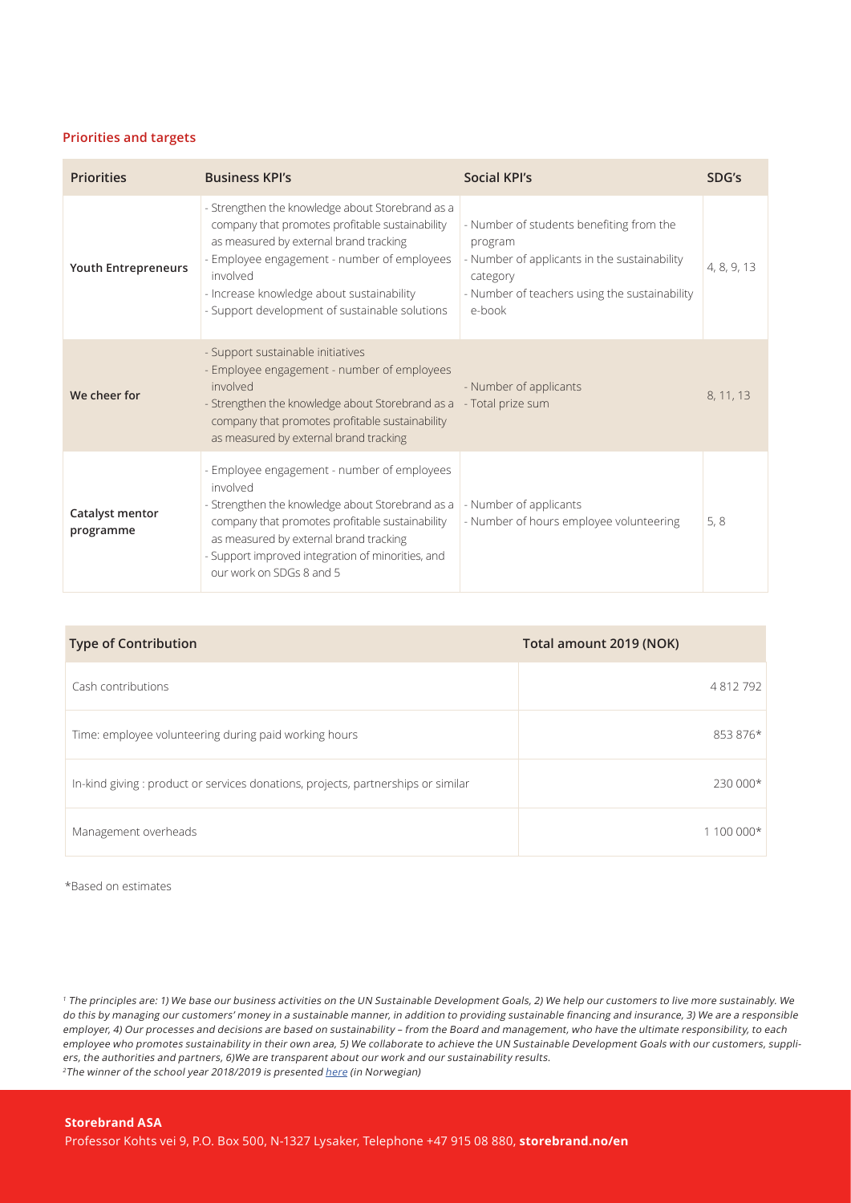### Priorities and targets

| Priorities | Business KPI's | Social KPI's | SDG's |
|---|---|---|---|
| **Youth Entrepreneurs** | - Strengthen the knowledge about Storebrand as a company that promotes profitable sustainability as measured by external brand tracking<br>- Employee engagement - number of employees involved<br>- Increase knowledge about sustainability<br>- Support development of sustainable solutions | - Number of students benefiting from the program<br>- Number of applicants in the sustainability category<br>- Number of teachers using the sustainability e-book | 4, 8, 9, 13 |
| **We cheer for** | - Support sustainable initiatives<br>- Employee engagement - number of employees involved<br>- Strengthen the knowledge about Storebrand as a company that promotes profitable sustainability as measured by external brand tracking | - Number of applicants<br>- Total prize sum | 8, 11, 13 |
| **Catalyst mentor programme** | - Employee engagement - number of employees involved<br>- Strengthen the knowledge about Storebrand as a company that promotes profitable sustainability as measured by external brand tracking<br>- Support improved integration of minorities, and our work on SDGs 8 and 5 | - Number of applicants<br>- Number of hours employee volunteering | 5, 8 |

| Type of Contribution | Total amount 2019 (NOK) |
|---|---|
| Cash contributions | 4 812 792 |
| Time: employee volunteering during paid working hours | 853 876* |
| In-kind giving : product or services donations, projects, partnerships or similar | 230 000* |
| Management overheads | 1 100 000* |

*Based on estimates

[1] *The principles are: 1) We base our business activities on the UN Sustainable Development Goals, 2) We help our customers to live more sustainably. We do this by managing our customers' money in a sustainable manner, in addition to providing sustainable financing and insurance, 3) We are a responsible employer, 4) Our processes and decisions are based on sustainability – from the Board and management, who have the ultimate responsibility, to each employee who promotes sustainability in their own area, 5) We collaborate to achieve the UN Sustainable Development Goals with our customers, suppliers, the authorities and partners, 6)We are transparent about our work and our sustainability results.*

[2] *The winner of the school year 2018/2019 is presented here (in Norwegian)*

**Storebrand ASA**
Professor Kohts vei 9, P.O. Box 500, N-1327 Lysaker, Telephone +47 915 08 880, **storebrand.no/en**